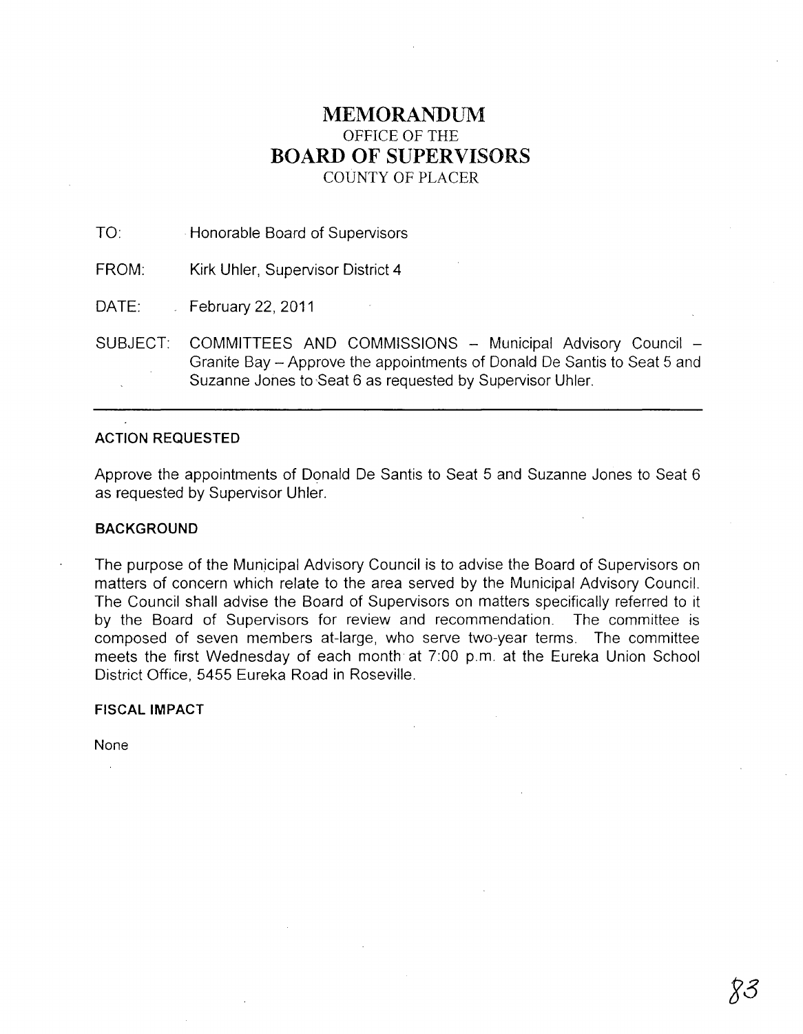# MEMORANDUM
OFFICE OF THE
# BOARD OF SUPERVISORS
COUNTY OF PLACER

TO: Honorable Board of Supervisors

FROM: Kirk Uhler, Supervisor District 4

DATE: February 22, 2011

SUBJECT: COMMITTEES AND COMMISSIONS – Municipal Advisory Council – Granite Bay – Approve the appointments of Donald De Santis to Seat 5 and Suzanne Jones to Seat 6 as requested by Supervisor Uhler.

---

**ACTION REQUESTED**

Approve the appointments of Donald De Santis to Seat 5 and Suzanne Jones to Seat 6 as requested by Supervisor Uhler.

**BACKGROUND**

The purpose of the Municipal Advisory Council is to advise the Board of Supervisors on matters of concern which relate to the area served by the Municipal Advisory Council. The Council shall advise the Board of Supervisors on matters specifically referred to it by the Board of Supervisors for review and recommendation. The committee is composed of seven members at-large, who serve two-year terms. The committee meets the first Wednesday of each month at 7:00 p.m. at the Eureka Union School District Office, 5455 Eureka Road in Roseville.

**FISCAL IMPACT**

None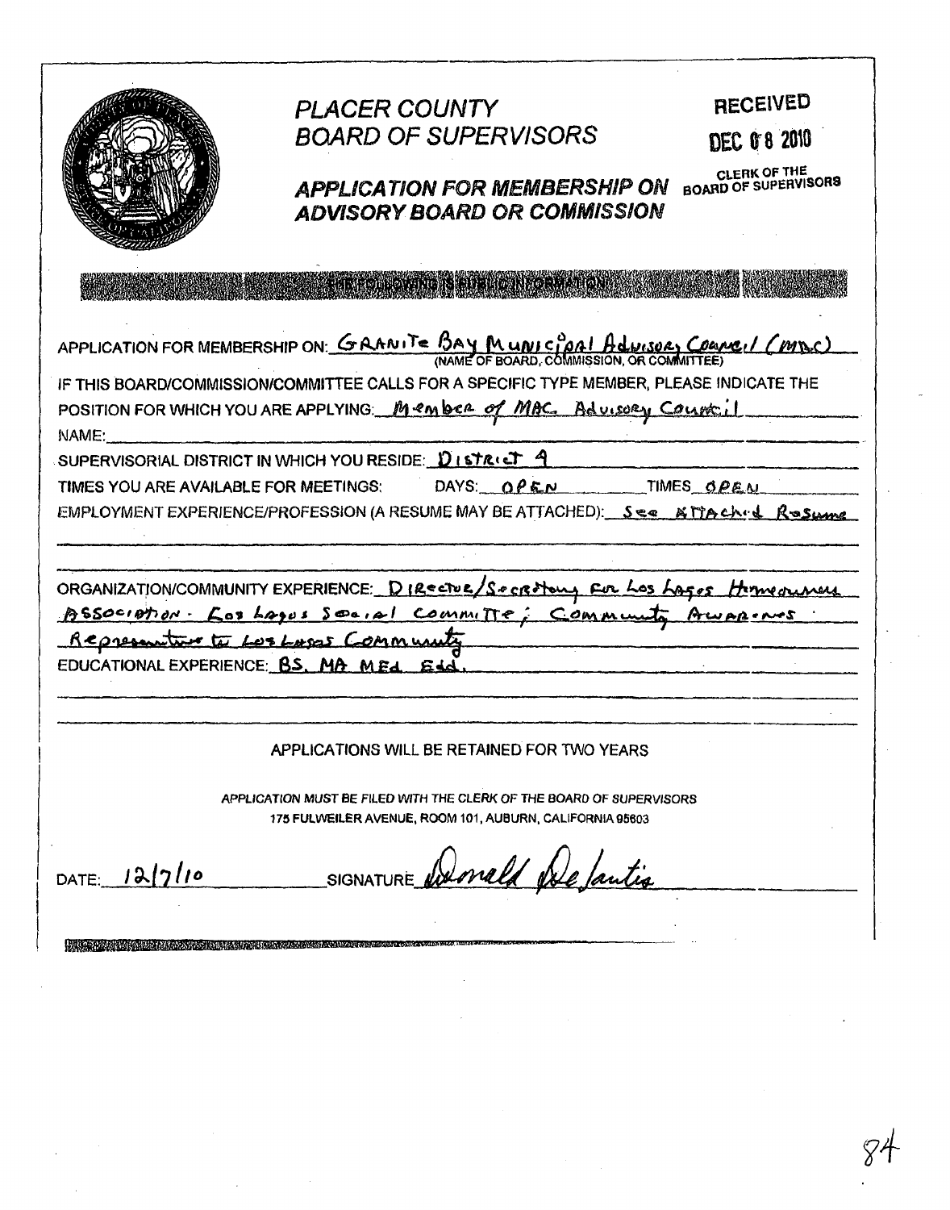# PLACER COUNTY BOARD OF SUPERVISORS

**RECEIVED**
**DEC 08 2010**
CLERK OF THE BOARD OF SUPERVISORS

## *APPLICATION FOR MEMBERSHIP ON ADVISORY BOARD OR COMMISSION*

THE FOLLOWING IS PUBLIC INFORMATION

APPLICATION FOR MEMBERSHIP ON: GRANITE BAY MUNICIPAL ADVISORY COUNCIL (MAC)
(NAME OF BOARD, COMMISSION, OR COMMITTEE)

IF THIS BOARD/COMMISSION/COMMITTEE CALLS FOR A SPECIFIC TYPE MEMBER, PLEASE INDICATE THE POSITION FOR WHICH YOU ARE APPLYING: Member of MAC Advisory Council

NAME:

SUPERVISORIAL DISTRICT IN WHICH YOU RESIDE: District 4

TIMES YOU ARE AVAILABLE FOR MEETINGS: DAYS: OPEN TIMES OPEN

EMPLOYMENT EXPERIENCE/PROFESSION (A RESUME MAY BE ATTACHED): See Attached Resume

ORGANIZATION/COMMUNITY EXPERIENCE: Director/Secretary for Los Lagos Homeowners Association - Los Lagos Social Committe; Community Awareness Representative to Los Lagos Community

EDUCATIONAL EXPERIENCE: BS. MA MEd EdD.

APPLICATIONS WILL BE RETAINED FOR TWO YEARS

*APPLICATION MUST BE FILED WITH THE CLERK OF THE BOARD OF SUPERVISORS*
*175 FULWEILER AVENUE, ROOM 101, AUBURN, CALIFORNIA 95603*

DATE: 12/7/10 SIGNATURE Donald DeSantis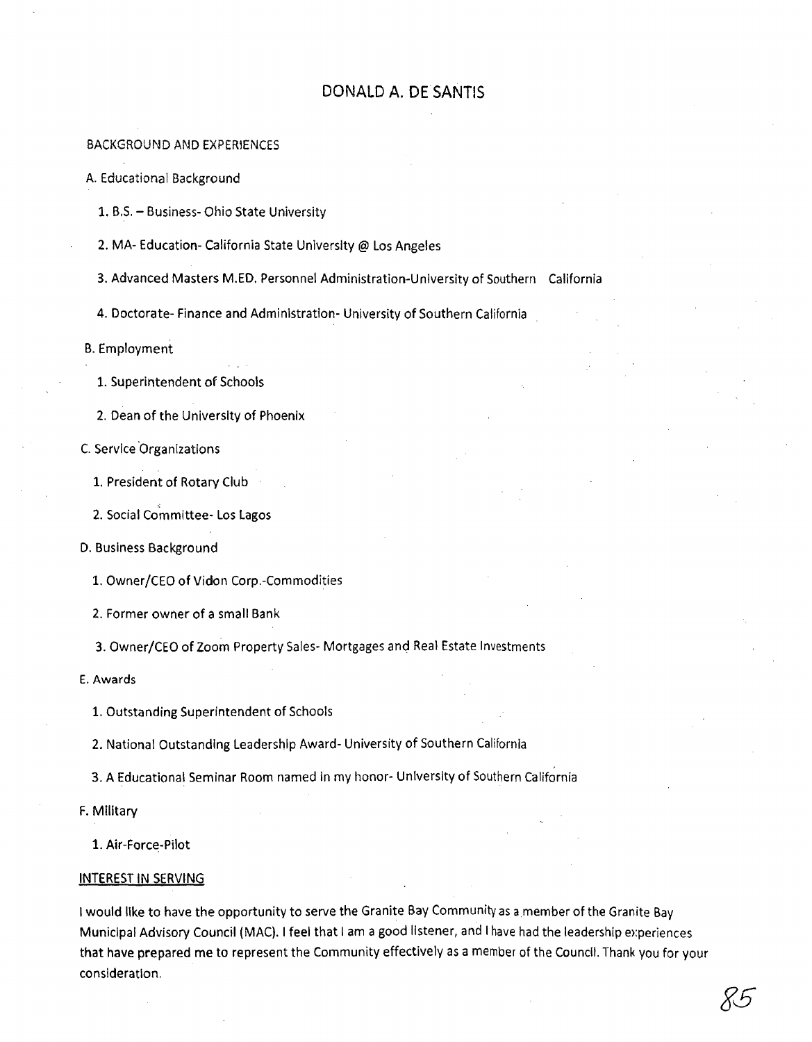# DONALD A. DE SANTIS

BACKGROUND AND EXPERIENCES

A. Educational Background

1. B.S. – Business- Ohio State University
2. MA- Education- California State University @ Los Angeles
3. Advanced Masters M.ED. Personnel Administration-University of Southern California
4. Doctorate- Finance and Administration- University of Southern California

B. Employment

1. Superintendent of Schools
2. Dean of the University of Phoenix

C. Service Organizations

1. President of Rotary Club
2. Social Committee- Los Lagos

D. Business Background

1. Owner/CEO of Vidon Corp.-Commodities
2. Former owner of a small Bank
3. Owner/CEO of Zoom Property Sales- Mortgages and Real Estate Investments

E. Awards

1. Outstanding Superintendent of Schools
2. National Outstanding Leadership Award- University of Southern California
3. A Educational Seminar Room named in my honor- University of Southern California

F. Military

1. Air-Force-Pilot

## INTEREST IN SERVING

I would like to have the opportunity to serve the Granite Bay Community as a member of the Granite Bay Municipal Advisory Council (MAC). I feel that I am a good listener, and I have had the leadership experiences that have prepared me to represent the Community effectively as a member of the Council. Thank you for your consideration.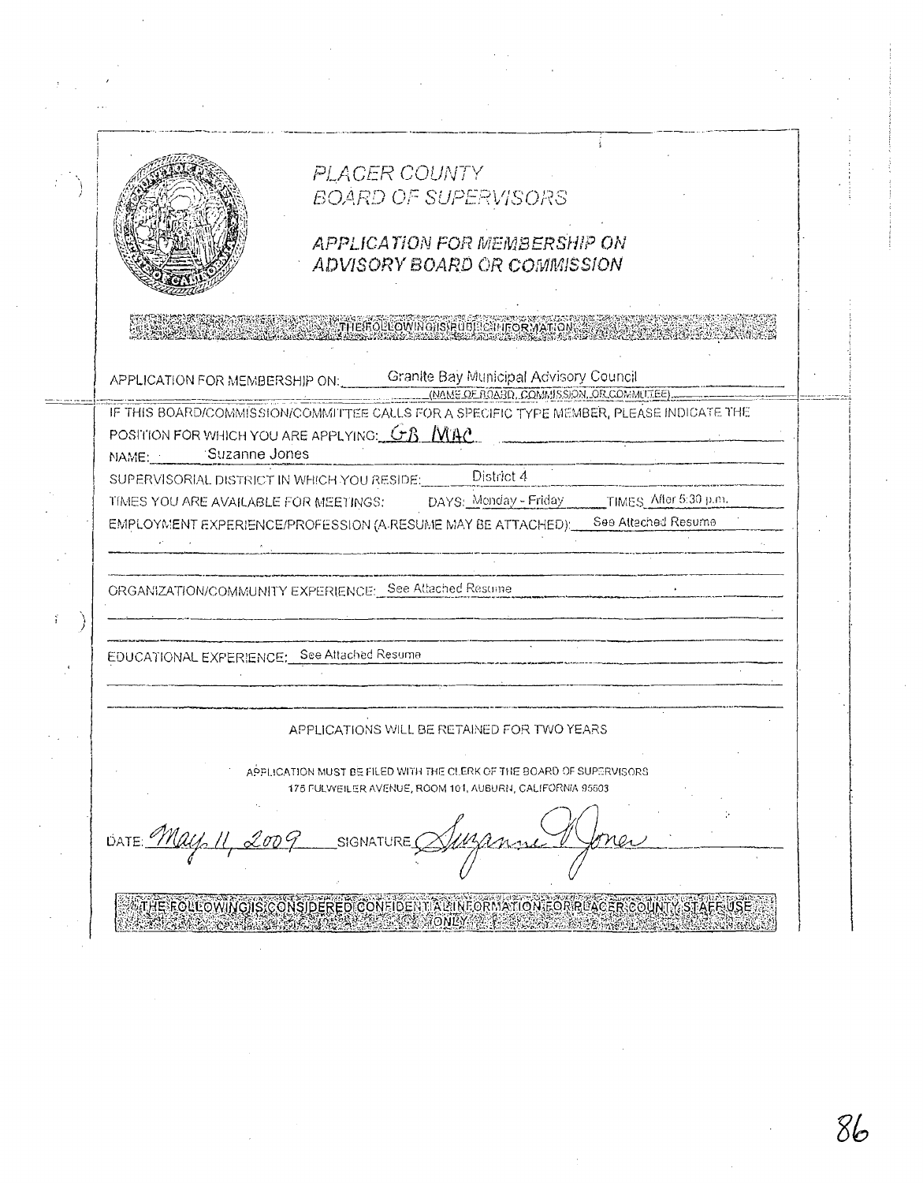# PLACER COUNTY
## BOARD OF SUPERVISORS

### APPLICATION FOR MEMBERSHIP ON ADVISORY BOARD OR COMMISSION

**THE FOLLOWING IS PUBLIC INFORMATION**

APPLICATION FOR MEMBERSHIP ON: Granite Bay Municipal Advisory Council
(NAME OF BOARD, COMMISSION, OR COMMITTEE)

IF THIS BOARD/COMMISSION/COMMITTEE CALLS FOR A SPECIFIC TYPE MEMBER, PLEASE INDICATE THE POSITION FOR WHICH YOU ARE APPLYING: GB MAC

NAME: Suzanne Jones

SUPERVISORIAL DISTRICT IN WHICH YOU RESIDE: District 4

TIMES YOU ARE AVAILABLE FOR MEETINGS: DAYS: Monday - Friday TIMES: After 5:30 p.m.

EMPLOYMENT EXPERIENCE/PROFESSION (A RESUME MAY BE ATTACHED): See Attached Resume

ORGANIZATION/COMMUNITY EXPERIENCE: See Attached Resume

EDUCATIONAL EXPERIENCE: See Attached Resume

APPLICATIONS WILL BE RETAINED FOR TWO YEARS

APPLICATION MUST BE FILED WITH THE CLERK OF THE BOARD OF SUPERVISORS
175 FULWEILER AVENUE, ROOM 101, AUBURN, CALIFORNIA 95603

DATE: May 11, 2009 SIGNATURE: Suzanne V Jones

**THE FOLLOWING IS CONSIDERED CONFIDENTIAL INFORMATION FOR PLACER COUNTY STAFF USE ONLY**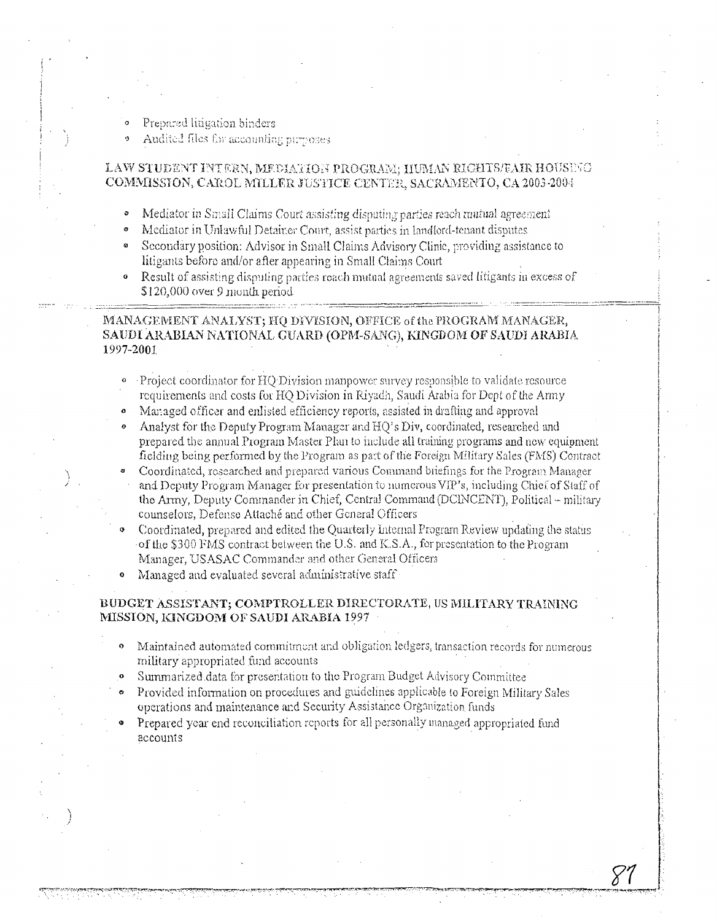- Prepared litigation binders
- Audited files for accounting purposes

**LAW STUDENT INTERN, MEDIATION PROGRAM; HUMAN RIGHTS/FAIR HOUSING COMMISSION, CAROL MILLER JUSTICE CENTER, SACRAMENTO, CA 2003-2004**

- Mediator in Small Claims Court assisting disputing parties reach mutual agreement
- Mediator in Unlawful Detainer Court, assist parties in landlord-tenant disputes
- Secondary position: Advisor in Small Claims Advisory Clinic, providing assistance to litigants before and/or after appearing in Small Claims Court
- Result of assisting disputing parties reach mutual agreements saved litigants in excess of $120,000 over 9 month period

**MANAGEMENT ANALYST; HQ DIVISION, OFFICE of the PROGRAM MANAGER, SAUDI ARABIAN NATIONAL GUARD (OPM-SANG), KINGDOM OF SAUDI ARABIA 1997-2001**

- Project coordinator for HQ Division manpower survey responsible to validate resource requirements and costs for HQ Division in Riyadh, Saudi Arabia for Dept of the Army
- Managed officer and enlisted efficiency reports, assisted in drafting and approval
- Analyst for the Deputy Program Manager and HQ's Div, coordinated, researched and prepared the annual Program Master Plan to include all training programs and new equipment fielding being performed by the Program as part of the Foreign Military Sales (FMS) Contract
- Coordinated, researched and prepared various Command briefings for the Program Manager and Deputy Program Manager for presentation to numerous VIP's, including Chief of Staff of the Army, Deputy Commander in Chief, Central Command (DCINCENT), Political – military counselors, Defense Attaché and other General Officers
- Coordinated, prepared and edited the Quarterly Internal Program Review updating the status of the $300 FMS contract between the U.S. and K.S.A., for presentation to the Program Manager, USASAC Commander and other General Officers
- Managed and evaluated several administrative staff

**BUDGET ASSISTANT; COMPTROLLER DIRECTORATE, US MILITARY TRAINING MISSION, KINGDOM OF SAUDI ARABIA 1997**

- Maintained automated commitment and obligation ledgers, transaction records for numerous military appropriated fund accounts
- Summarized data for presentation to the Program Budget Advisory Committee
- Provided information on procedures and guidelines applicable to Foreign Military Sales operations and maintenance and Security Assistance Organization funds
- Prepared year end reconciliation reports for all personally managed appropriated fund accounts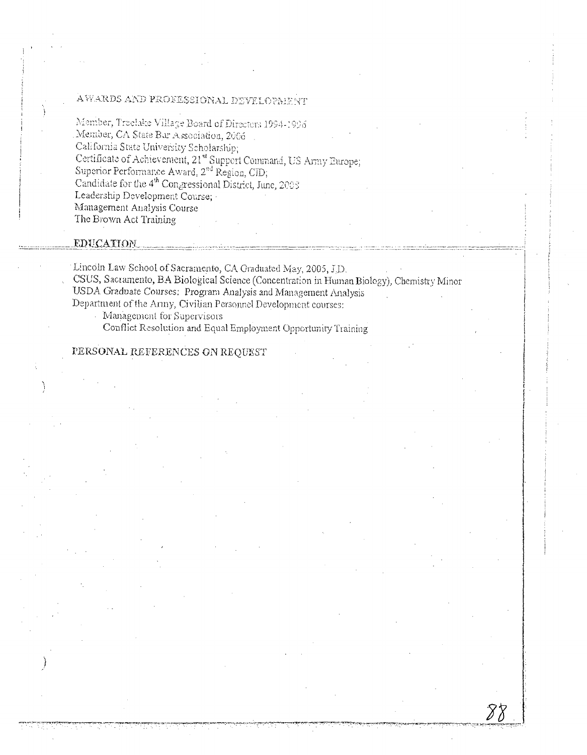## AWARDS AND PROFESSIONAL DEVELOPMENT

Member, Treelake Village Board of Directors 1994-1996
Member, CA State Bar Association, 2006
California State University Scholarship;
Certificate of Achievement, 21st Support Command, US Army Europe;
Superior Performance Award, 2nd Region, CID;
Candidate for the 4th Congressional District, June, 2008
Leadership Development Course;
Management Analysis Course
The Brown Act Training

## EDUCATION

Lincoln Law School of Sacramento, CA Graduated May, 2005, J.D.
CSUS, Sacramento, BA Biological Science (Concentration in Human Biology), Chemistry Minor
USDA Graduate Courses: Program Analysis and Management Analysis
Department of the Army, Civilian Personnel Development courses:

- Management for Supervisors
- Conflict Resolution and Equal Employment Opportunity Training

## PERSONAL REFERENCES ON REQUEST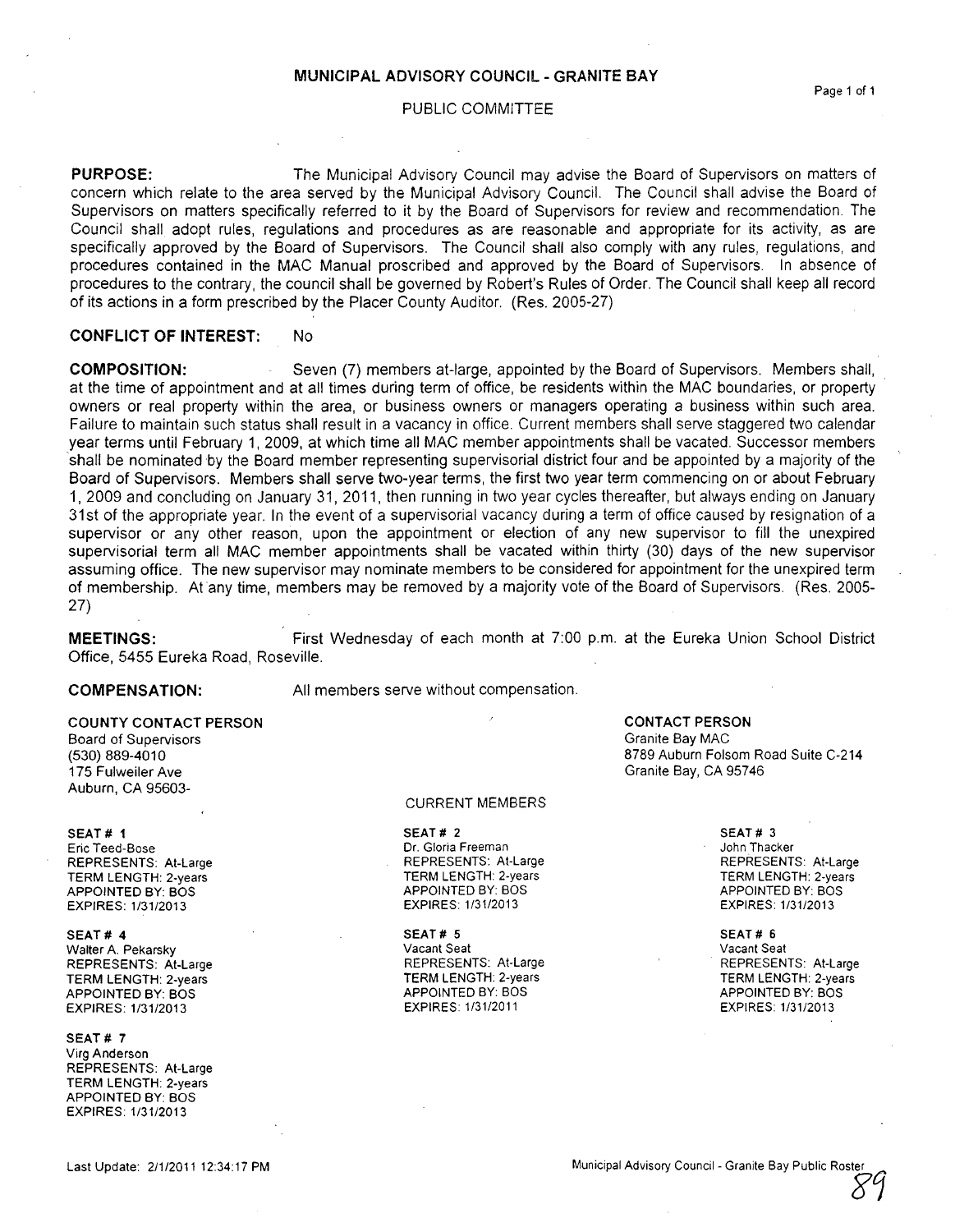# MUNICIPAL ADVISORY COUNCIL - GRANITE BAY

## PUBLIC COMMITTEE

**PURPOSE:** The Municipal Advisory Council may advise the Board of Supervisors on matters of concern which relate to the area served by the Municipal Advisory Council. The Council shall advise the Board of Supervisors on matters specifically referred to it by the Board of Supervisors for review and recommendation. The Council shall adopt rules, regulations and procedures as are reasonable and appropriate for its activity, as are specifically approved by the Board of Supervisors. The Council shall also comply with any rules, regulations, and procedures contained in the MAC Manual proscribed and approved by the Board of Supervisors. In absence of procedures to the contrary, the council shall be governed by Robert's Rules of Order. The Council shall keep all record of its actions in a form prescribed by the Placer County Auditor. (Res. 2005-27)

**CONFLICT OF INTEREST:** No

**COMPOSITION:** Seven (7) members at-large, appointed by the Board of Supervisors. Members shall, at the time of appointment and at all times during term of office, be residents within the MAC boundaries, or property owners or real property within the area, or business owners or managers operating a business within such area. Failure to maintain such status shall result in a vacancy in office. Current members shall serve staggered two calendar year terms until February 1, 2009, at which time all MAC member appointments shall be vacated. Successor members shall be nominated by the Board member representing supervisorial district four and be appointed by a majority of the Board of Supervisors. Members shall serve two-year terms, the first two year term commencing on or about February 1, 2009 and concluding on January 31, 2011, then running in two year cycles thereafter, but always ending on January 31st of the appropriate year. In the event of a supervisorial vacancy during a term of office caused by resignation of a supervisor or any other reason, upon the appointment or election of any new supervisor to fill the unexpired supervisorial term all MAC member appointments shall be vacated within thirty (30) days of the new supervisor assuming office. The new supervisor may nominate members to be considered for appointment for the unexpired term of membership. At any time, members may be removed by a majority vote of the Board of Supervisors. (Res. 2005-27)

**MEETINGS:** First Wednesday of each month at 7:00 p.m. at the Eureka Union School District Office, 5455 Eureka Road, Roseville.

**COMPENSATION:** All members serve without compensation.

**COUNTY CONTACT PERSON**
Board of Supervisors
(530) 889-4010
175 Fulweiler Ave
Auburn, CA 95603-

**CONTACT PERSON**
Granite Bay MAC
8789 Auburn Folsom Road Suite C-214
Granite Bay, CA 95746

### CURRENT MEMBERS

**SEAT # 1**
Eric Teed-Bose
REPRESENTS: At-Large
TERM LENGTH: 2-years
APPOINTED BY: BOS
EXPIRES: 1/31/2013

**SEAT # 2**
Dr. Gloria Freeman
REPRESENTS: At-Large
TERM LENGTH: 2-years
APPOINTED BY: BOS
EXPIRES: 1/31/2013

**SEAT # 3**
John Thacker
REPRESENTS: At-Large
TERM LENGTH: 2-years
APPOINTED BY: BOS
EXPIRES: 1/31/2013

**SEAT # 4**
Walter A. Pekarsky
REPRESENTS: At-Large
TERM LENGTH: 2-years
APPOINTED BY: BOS
EXPIRES: 1/31/2013

**SEAT # 5**
Vacant Seat
REPRESENTS: At-Large
TERM LENGTH: 2-years
APPOINTED BY: BOS
EXPIRES: 1/31/2011

**SEAT # 6**
Vacant Seat
REPRESENTS: At-Large
TERM LENGTH: 2-years
APPOINTED BY: BOS
EXPIRES: 1/31/2013

**SEAT # 7**
Virg Anderson
REPRESENTS: At-Large
TERM LENGTH: 2-years
APPOINTED BY: BOS
EXPIRES: 1/31/2013

Last Update: 2/1/2011 12:34:17 PM

Municipal Advisory Council - Granite Bay Public Roster